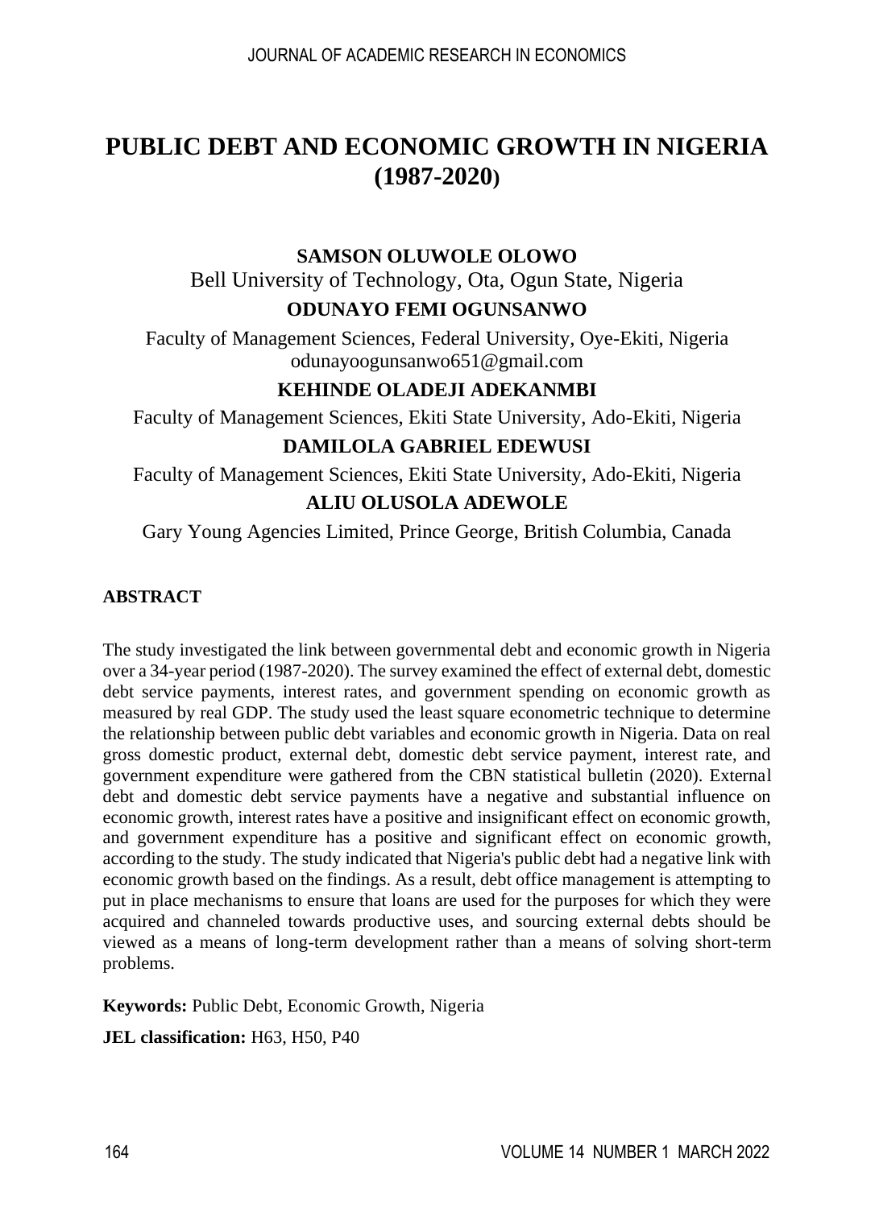# PUBLIC DEBT AND ECONOMIC GROWTH IN NIGERIA (1987-2020)

**SAMSON OLUWOLE OLOWO**

Bell University of Technology, Ota, Ogun State, Nigeria

**ODUNAYO FEMI OGUNSANWO**

Faculty of Management Sciences, Federal University, Oye-Ekiti, Nigeria
odunayoogunsanwo651@gmail.com

**KEHINDE OLADEJI ADEKANMBI**

Faculty of Management Sciences, Ekiti State University, Ado-Ekiti, Nigeria

**DAMILOLA GABRIEL EDEWUSI**

Faculty of Management Sciences, Ekiti State University, Ado-Ekiti, Nigeria

**ALIU OLUSOLA ADEWOLE**

Gary Young Agencies Limited, Prince George, British Columbia, Canada

## ABSTRACT

The study investigated the link between governmental debt and economic growth in Nigeria over a 34-year period (1987-2020). The survey examined the effect of external debt, domestic debt service payments, interest rates, and government spending on economic growth as measured by real GDP. The study used the least square econometric technique to determine the relationship between public debt variables and economic growth in Nigeria. Data on real gross domestic product, external debt, domestic debt service payment, interest rate, and government expenditure were gathered from the CBN statistical bulletin (2020). External debt and domestic debt service payments have a negative and substantial influence on economic growth, interest rates have a positive and insignificant effect on economic growth, and government expenditure has a positive and significant effect on economic growth, according to the study. The study indicated that Nigeria's public debt had a negative link with economic growth based on the findings. As a result, debt office management is attempting to put in place mechanisms to ensure that loans are used for the purposes for which they were acquired and channeled towards productive uses, and sourcing external debts should be viewed as a means of long-term development rather than a means of solving short-term problems.

**Keywords:** Public Debt, Economic Growth, Nigeria

**JEL classification:** H63, H50, P40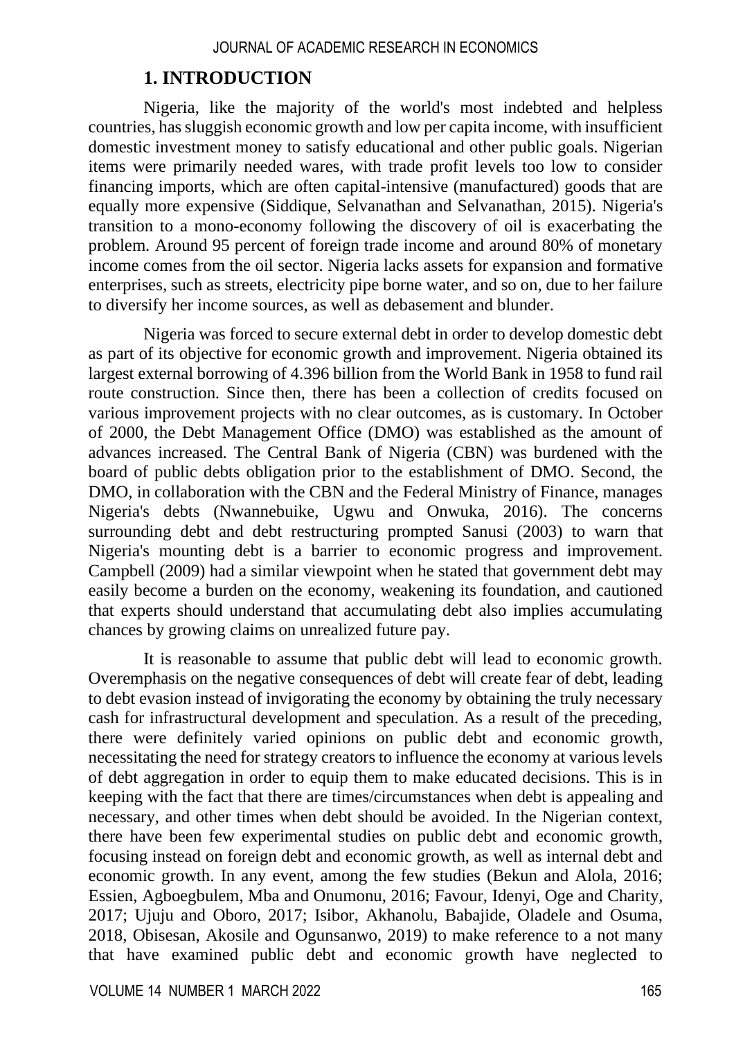## 1. INTRODUCTION

Nigeria, like the majority of the world's most indebted and helpless countries, has sluggish economic growth and low per capita income, with insufficient domestic investment money to satisfy educational and other public goals. Nigerian items were primarily needed wares, with trade profit levels too low to consider financing imports, which are often capital-intensive (manufactured) goods that are equally more expensive (Siddique, Selvanathan and Selvanathan, 2015). Nigeria's transition to a mono-economy following the discovery of oil is exacerbating the problem. Around 95 percent of foreign trade income and around 80% of monetary income comes from the oil sector. Nigeria lacks assets for expansion and formative enterprises, such as streets, electricity pipe borne water, and so on, due to her failure to diversify her income sources, as well as debasement and blunder.

Nigeria was forced to secure external debt in order to develop domestic debt as part of its objective for economic growth and improvement. Nigeria obtained its largest external borrowing of 4.396 billion from the World Bank in 1958 to fund rail route construction. Since then, there has been a collection of credits focused on various improvement projects with no clear outcomes, as is customary. In October of 2000, the Debt Management Office (DMO) was established as the amount of advances increased. The Central Bank of Nigeria (CBN) was burdened with the board of public debts obligation prior to the establishment of DMO. Second, the DMO, in collaboration with the CBN and the Federal Ministry of Finance, manages Nigeria's debts (Nwannebuike, Ugwu and Onwuka, 2016). The concerns surrounding debt and debt restructuring prompted Sanusi (2003) to warn that Nigeria's mounting debt is a barrier to economic progress and improvement. Campbell (2009) had a similar viewpoint when he stated that government debt may easily become a burden on the economy, weakening its foundation, and cautioned that experts should understand that accumulating debt also implies accumulating chances by growing claims on unrealized future pay.

It is reasonable to assume that public debt will lead to economic growth. Overemphasis on the negative consequences of debt will create fear of debt, leading to debt evasion instead of invigorating the economy by obtaining the truly necessary cash for infrastructural development and speculation. As a result of the preceding, there were definitely varied opinions on public debt and economic growth, necessitating the need for strategy creators to influence the economy at various levels of debt aggregation in order to equip them to make educated decisions. This is in keeping with the fact that there are times/circumstances when debt is appealing and necessary, and other times when debt should be avoided. In the Nigerian context, there have been few experimental studies on public debt and economic growth, focusing instead on foreign debt and economic growth, as well as internal debt and economic growth. In any event, among the few studies (Bekun and Alola, 2016; Essien, Agboegbulem, Mba and Onumonu, 2016; Favour, Idenyi, Oge and Charity, 2017; Ujuju and Oboro, 2017; Isibor, Akhanolu, Babajide, Oladele and Osuma, 2018, Obisesan, Akosile and Ogunsanwo, 2019) to make reference to a not many that have examined public debt and economic growth have neglected to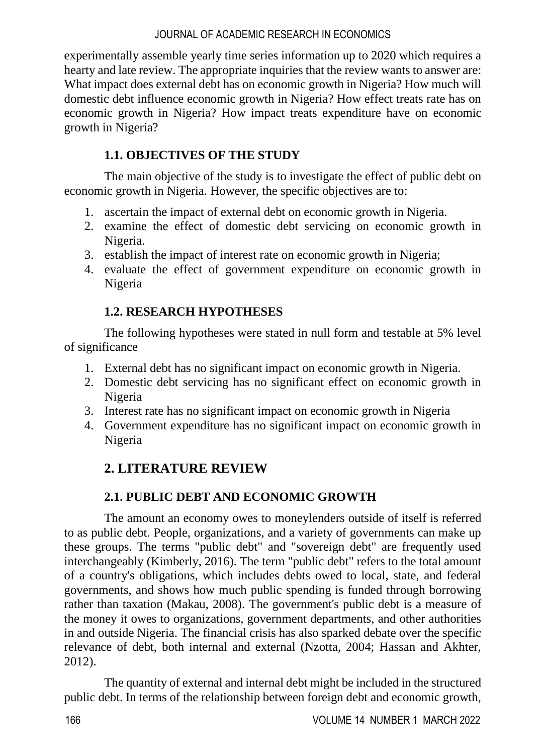experimentally assemble yearly time series information up to 2020 which requires a hearty and late review. The appropriate inquiries that the review wants to answer are: What impact does external debt has on economic growth in Nigeria? How much will domestic debt influence economic growth in Nigeria? How effect treats rate has on economic growth in Nigeria? How impact treats expenditure have on economic growth in Nigeria?

### 1.1. OBJECTIVES OF THE STUDY

The main objective of the study is to investigate the effect of public debt on economic growth in Nigeria. However, the specific objectives are to:

1. ascertain the impact of external debt on economic growth in Nigeria.
2. examine the effect of domestic debt servicing on economic growth in Nigeria.
3. establish the impact of interest rate on economic growth in Nigeria;
4. evaluate the effect of government expenditure on economic growth in Nigeria

### 1.2. RESEARCH HYPOTHESES

The following hypotheses were stated in null form and testable at 5% level of significance

1. External debt has no significant impact on economic growth in Nigeria.
2. Domestic debt servicing has no significant effect on economic growth in Nigeria
3. Interest rate has no significant impact on economic growth in Nigeria
4. Government expenditure has no significant impact on economic growth in Nigeria

## 2. LITERATURE REVIEW

### 2.1. PUBLIC DEBT AND ECONOMIC GROWTH

The amount an economy owes to moneylenders outside of itself is referred to as public debt. People, organizations, and a variety of governments can make up these groups. The terms "public debt" and "sovereign debt" are frequently used interchangeably (Kimberly, 2016). The term "public debt" refers to the total amount of a country's obligations, which includes debts owed to local, state, and federal governments, and shows how much public spending is funded through borrowing rather than taxation (Makau, 2008). The government's public debt is a measure of the money it owes to organizations, government departments, and other authorities in and outside Nigeria. The financial crisis has also sparked debate over the specific relevance of debt, both internal and external (Nzotta, 2004; Hassan and Akhter, 2012).

The quantity of external and internal debt might be included in the structured public debt. In terms of the relationship between foreign debt and economic growth,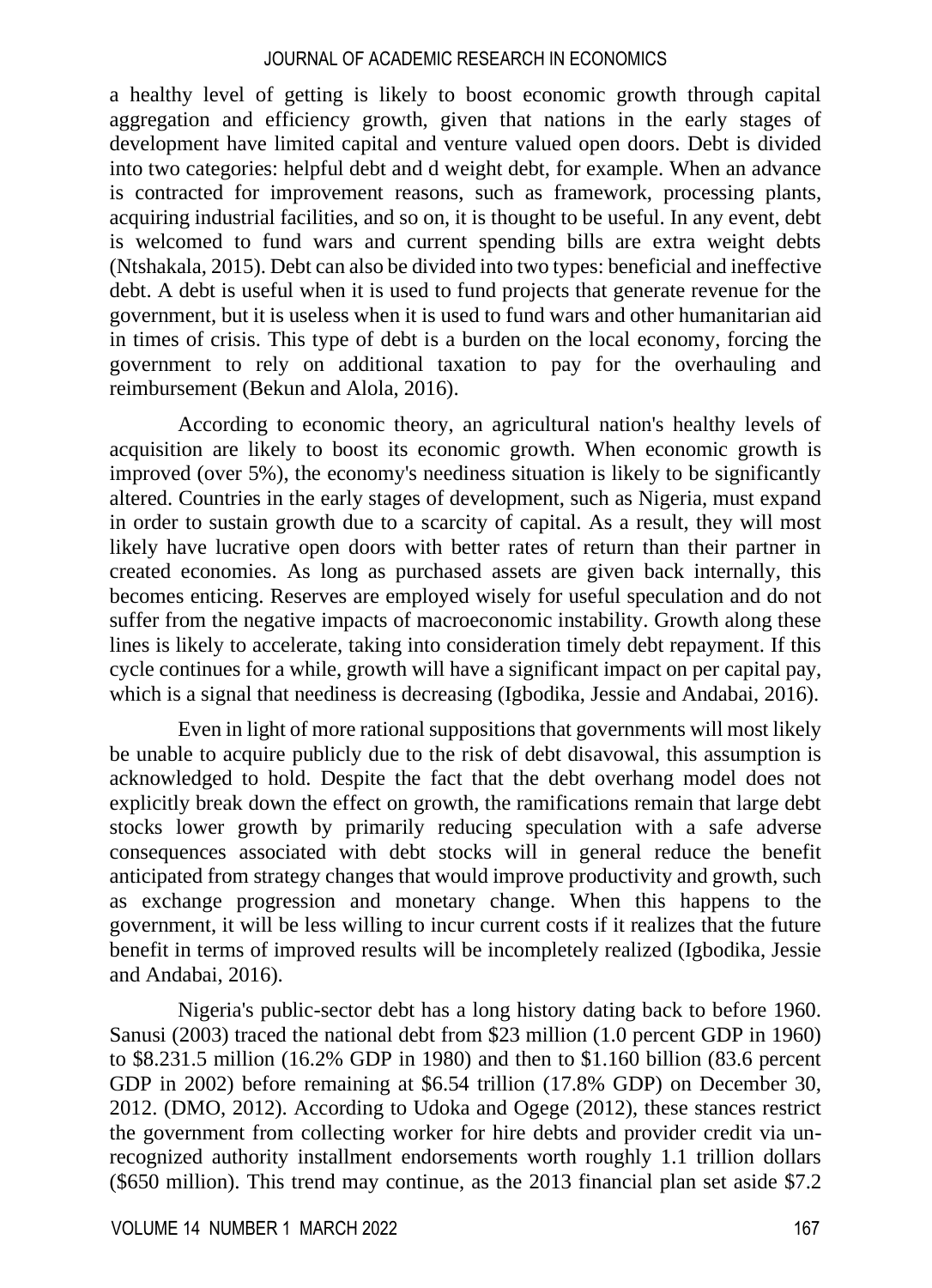a healthy level of getting is likely to boost economic growth through capital aggregation and efficiency growth, given that nations in the early stages of development have limited capital and venture valued open doors. Debt is divided into two categories: helpful debt and d weight debt, for example. When an advance is contracted for improvement reasons, such as framework, processing plants, acquiring industrial facilities, and so on, it is thought to be useful. In any event, debt is welcomed to fund wars and current spending bills are extra weight debts (Ntshakala, 2015). Debt can also be divided into two types: beneficial and ineffective debt. A debt is useful when it is used to fund projects that generate revenue for the government, but it is useless when it is used to fund wars and other humanitarian aid in times of crisis. This type of debt is a burden on the local economy, forcing the government to rely on additional taxation to pay for the overhauling and reimbursement (Bekun and Alola, 2016).

According to economic theory, an agricultural nation's healthy levels of acquisition are likely to boost its economic growth. When economic growth is improved (over 5%), the economy's neediness situation is likely to be significantly altered. Countries in the early stages of development, such as Nigeria, must expand in order to sustain growth due to a scarcity of capital. As a result, they will most likely have lucrative open doors with better rates of return than their partner in created economies. As long as purchased assets are given back internally, this becomes enticing. Reserves are employed wisely for useful speculation and do not suffer from the negative impacts of macroeconomic instability. Growth along these lines is likely to accelerate, taking into consideration timely debt repayment. If this cycle continues for a while, growth will have a significant impact on per capital pay, which is a signal that neediness is decreasing (Igbodika, Jessie and Andabai, 2016).

Even in light of more rational suppositions that governments will most likely be unable to acquire publicly due to the risk of debt disavowal, this assumption is acknowledged to hold. Despite the fact that the debt overhang model does not explicitly break down the effect on growth, the ramifications remain that large debt stocks lower growth by primarily reducing speculation with a safe adverse consequences associated with debt stocks will in general reduce the benefit anticipated from strategy changes that would improve productivity and growth, such as exchange progression and monetary change. When this happens to the government, it will be less willing to incur current costs if it realizes that the future benefit in terms of improved results will be incompletely realized (Igbodika, Jessie and Andabai, 2016).

Nigeria's public-sector debt has a long history dating back to before 1960. Sanusi (2003) traced the national debt from $23 million (1.0 percent GDP in 1960) to $8.231.5 million (16.2% GDP in 1980) and then to $1.160 billion (83.6 percent GDP in 2002) before remaining at $6.54 trillion (17.8% GDP) on December 30, 2012. (DMO, 2012). According to Udoka and Ogege (2012), these stances restrict the government from collecting worker for hire debts and provider credit via un-recognized authority installment endorsements worth roughly 1.1 trillion dollars ($650 million). This trend may continue, as the 2013 financial plan set aside $7.2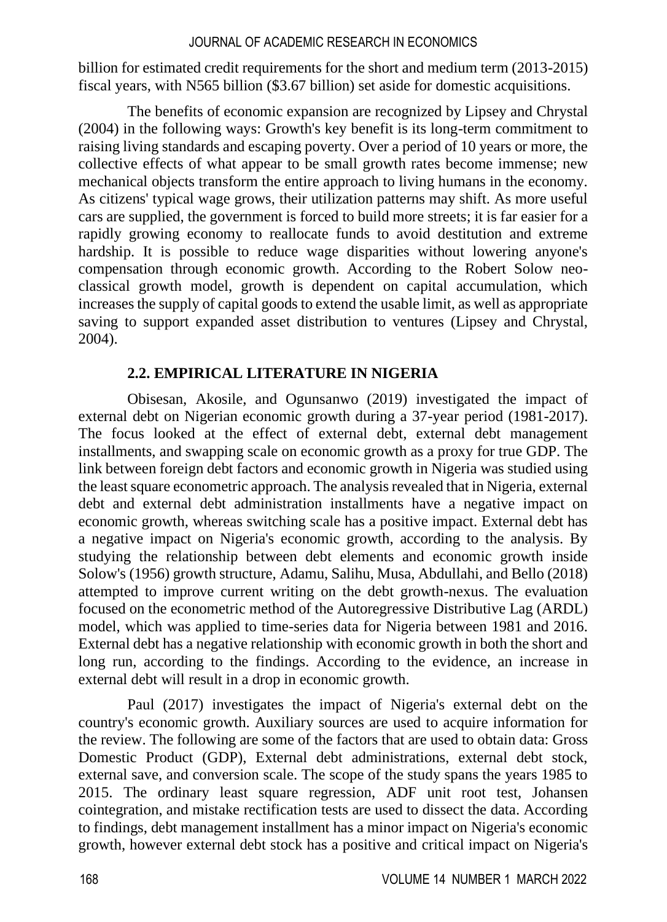billion for estimated credit requirements for the short and medium term (2013-2015) fiscal years, with N565 billion ($3.67 billion) set aside for domestic acquisitions.

The benefits of economic expansion are recognized by Lipsey and Chrystal (2004) in the following ways: Growth's key benefit is its long-term commitment to raising living standards and escaping poverty. Over a period of 10 years or more, the collective effects of what appear to be small growth rates become immense; new mechanical objects transform the entire approach to living humans in the economy. As citizens' typical wage grows, their utilization patterns may shift. As more useful cars are supplied, the government is forced to build more streets; it is far easier for a rapidly growing economy to reallocate funds to avoid destitution and extreme hardship. It is possible to reduce wage disparities without lowering anyone's compensation through economic growth. According to the Robert Solow neo-classical growth model, growth is dependent on capital accumulation, which increases the supply of capital goods to extend the usable limit, as well as appropriate saving to support expanded asset distribution to ventures (Lipsey and Chrystal, 2004).

## 2.2. EMPIRICAL LITERATURE IN NIGERIA

Obisesan, Akosile, and Ogunsanwo (2019) investigated the impact of external debt on Nigerian economic growth during a 37-year period (1981-2017). The focus looked at the effect of external debt, external debt management installments, and swapping scale on economic growth as a proxy for true GDP. The link between foreign debt factors and economic growth in Nigeria was studied using the least square econometric approach. The analysis revealed that in Nigeria, external debt and external debt administration installments have a negative impact on economic growth, whereas switching scale has a positive impact. External debt has a negative impact on Nigeria's economic growth, according to the analysis. By studying the relationship between debt elements and economic growth inside Solow's (1956) growth structure, Adamu, Salihu, Musa, Abdullahi, and Bello (2018) attempted to improve current writing on the debt growth-nexus. The evaluation focused on the econometric method of the Autoregressive Distributive Lag (ARDL) model, which was applied to time-series data for Nigeria between 1981 and 2016. External debt has a negative relationship with economic growth in both the short and long run, according to the findings. According to the evidence, an increase in external debt will result in a drop in economic growth.

Paul (2017) investigates the impact of Nigeria's external debt on the country's economic growth. Auxiliary sources are used to acquire information for the review. The following are some of the factors that are used to obtain data: Gross Domestic Product (GDP), External debt administrations, external debt stock, external save, and conversion scale. The scope of the study spans the years 1985 to 2015. The ordinary least square regression, ADF unit root test, Johansen cointegration, and mistake rectification tests are used to dissect the data. According to findings, debt management installment has a minor impact on Nigeria's economic growth, however external debt stock has a positive and critical impact on Nigeria's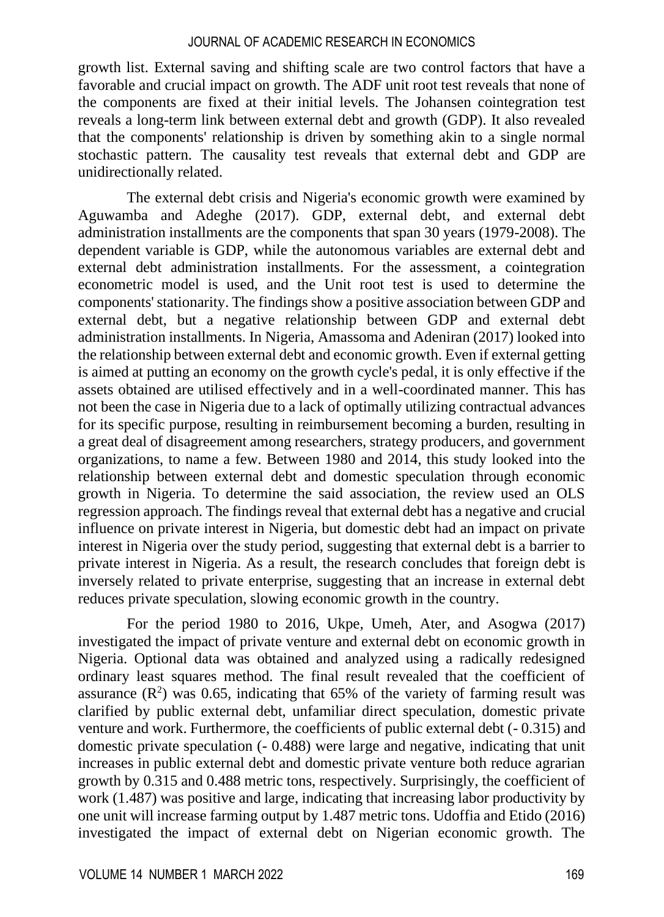growth list. External saving and shifting scale are two control factors that have a favorable and crucial impact on growth. The ADF unit root test reveals that none of the components are fixed at their initial levels. The Johansen cointegration test reveals a long-term link between external debt and growth (GDP). It also revealed that the components' relationship is driven by something akin to a single normal stochastic pattern. The causality test reveals that external debt and GDP are unidirectionally related.

The external debt crisis and Nigeria's economic growth were examined by Aguwamba and Adeghe (2017). GDP, external debt, and external debt administration installments are the components that span 30 years (1979-2008). The dependent variable is GDP, while the autonomous variables are external debt and external debt administration installments. For the assessment, a cointegration econometric model is used, and the Unit root test is used to determine the components' stationarity. The findings show a positive association between GDP and external debt, but a negative relationship between GDP and external debt administration installments. In Nigeria, Amassoma and Adeniran (2017) looked into the relationship between external debt and economic growth. Even if external getting is aimed at putting an economy on the growth cycle's pedal, it is only effective if the assets obtained are utilised effectively and in a well-coordinated manner. This has not been the case in Nigeria due to a lack of optimally utilizing contractual advances for its specific purpose, resulting in reimbursement becoming a burden, resulting in a great deal of disagreement among researchers, strategy producers, and government organizations, to name a few. Between 1980 and 2014, this study looked into the relationship between external debt and domestic speculation through economic growth in Nigeria. To determine the said association, the review used an OLS regression approach. The findings reveal that external debt has a negative and crucial influence on private interest in Nigeria, but domestic debt had an impact on private interest in Nigeria over the study period, suggesting that external debt is a barrier to private interest in Nigeria. As a result, the research concludes that foreign debt is inversely related to private enterprise, suggesting that an increase in external debt reduces private speculation, slowing economic growth in the country.

For the period 1980 to 2016, Ukpe, Umeh, Ater, and Asogwa (2017) investigated the impact of private venture and external debt on economic growth in Nigeria. Optional data was obtained and analyzed using a radically redesigned ordinary least squares method. The final result revealed that the coefficient of assurance ($R^2$) was 0.65, indicating that 65% of the variety of farming result was clarified by public external debt, unfamiliar direct speculation, domestic private venture and work. Furthermore, the coefficients of public external debt (- 0.315) and domestic private speculation (- 0.488) were large and negative, indicating that unit increases in public external debt and domestic private venture both reduce agrarian growth by 0.315 and 0.488 metric tons, respectively. Surprisingly, the coefficient of work (1.487) was positive and large, indicating that increasing labor productivity by one unit will increase farming output by 1.487 metric tons. Udoffia and Etido (2016) investigated the impact of external debt on Nigerian economic growth. The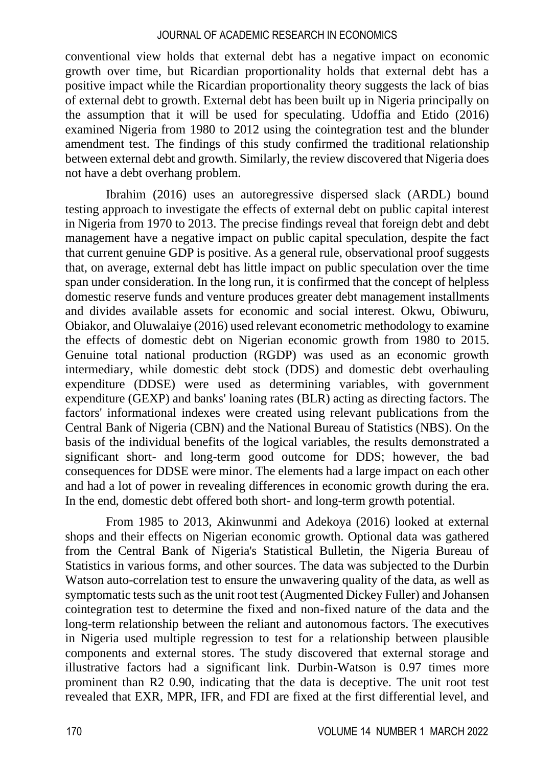conventional view holds that external debt has a negative impact on economic growth over time, but Ricardian proportionality holds that external debt has a positive impact while the Ricardian proportionality theory suggests the lack of bias of external debt to growth. External debt has been built up in Nigeria principally on the assumption that it will be used for speculating. Udoffia and Etido (2016) examined Nigeria from 1980 to 2012 using the cointegration test and the blunder amendment test. The findings of this study confirmed the traditional relationship between external debt and growth. Similarly, the review discovered that Nigeria does not have a debt overhang problem.

Ibrahim (2016) uses an autoregressive dispersed slack (ARDL) bound testing approach to investigate the effects of external debt on public capital interest in Nigeria from 1970 to 2013. The precise findings reveal that foreign debt and debt management have a negative impact on public capital speculation, despite the fact that current genuine GDP is positive. As a general rule, observational proof suggests that, on average, external debt has little impact on public speculation over the time span under consideration. In the long run, it is confirmed that the concept of helpless domestic reserve funds and venture produces greater debt management installments and divides available assets for economic and social interest. Okwu, Obiwuru, Obiakor, and Oluwalaiye (2016) used relevant econometric methodology to examine the effects of domestic debt on Nigerian economic growth from 1980 to 2015. Genuine total national production (RGDP) was used as an economic growth intermediary, while domestic debt stock (DDS) and domestic debt overhauling expenditure (DDSE) were used as determining variables, with government expenditure (GEXP) and banks' loaning rates (BLR) acting as directing factors. The factors' informational indexes were created using relevant publications from the Central Bank of Nigeria (CBN) and the National Bureau of Statistics (NBS). On the basis of the individual benefits of the logical variables, the results demonstrated a significant short- and long-term good outcome for DDS; however, the bad consequences for DDSE were minor. The elements had a large impact on each other and had a lot of power in revealing differences in economic growth during the era. In the end, domestic debt offered both short- and long-term growth potential.

From 1985 to 2013, Akinwunmi and Adekoya (2016) looked at external shops and their effects on Nigerian economic growth. Optional data was gathered from the Central Bank of Nigeria's Statistical Bulletin, the Nigeria Bureau of Statistics in various forms, and other sources. The data was subjected to the Durbin Watson auto-correlation test to ensure the unwavering quality of the data, as well as symptomatic tests such as the unit root test (Augmented Dickey Fuller) and Johansen cointegration test to determine the fixed and non-fixed nature of the data and the long-term relationship between the reliant and autonomous factors. The executives in Nigeria used multiple regression to test for a relationship between plausible components and external stores. The study discovered that external storage and illustrative factors had a significant link. Durbin-Watson is 0.97 times more prominent than $R2$ 0.90, indicating that the data is deceptive. The unit root test revealed that EXR, MPR, IFR, and FDI are fixed at the first differential level, and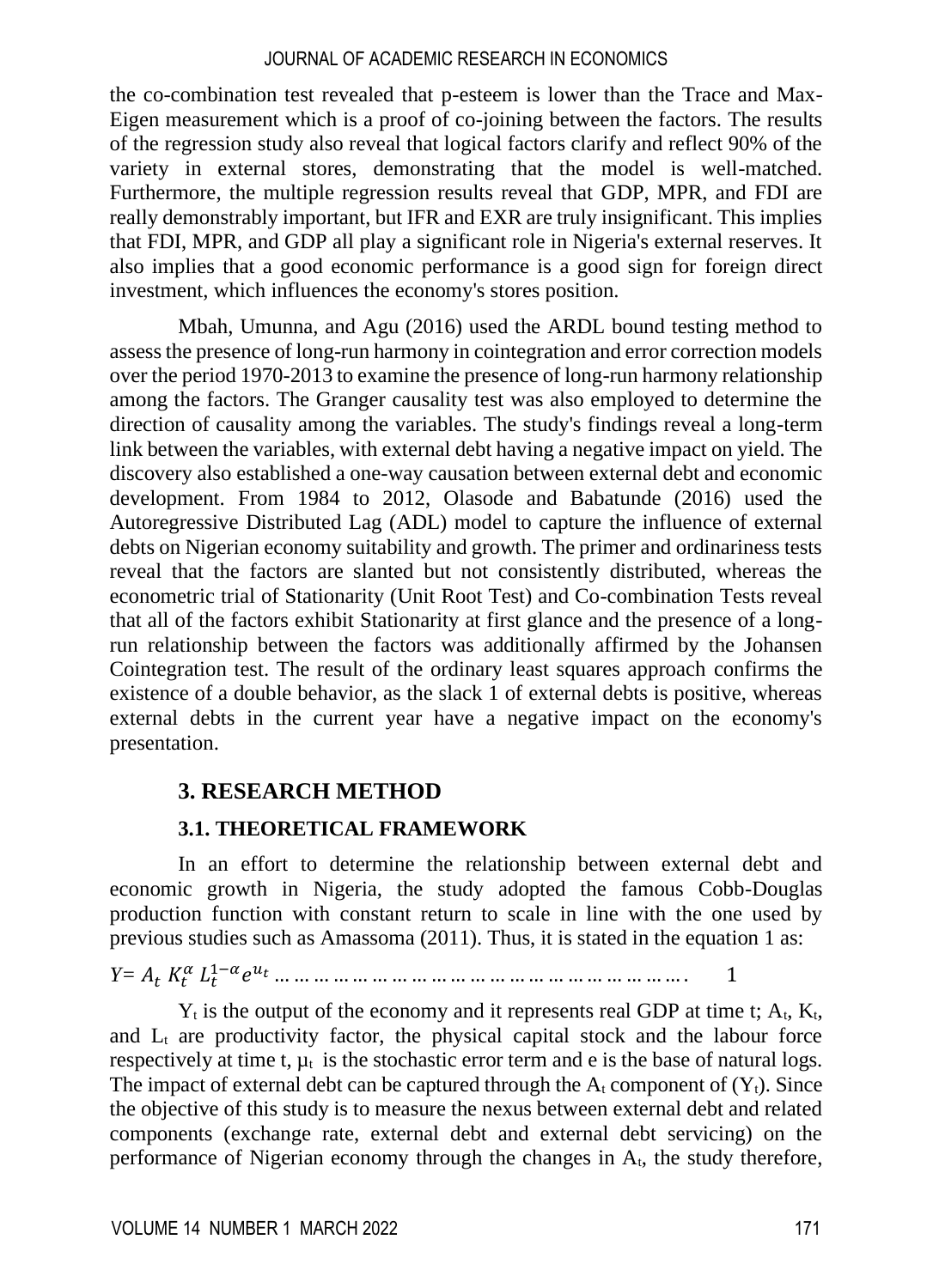the co-combination test revealed that p-esteem is lower than the Trace and Max-Eigen measurement which is a proof of co-joining between the factors. The results of the regression study also reveal that logical factors clarify and reflect 90% of the variety in external stores, demonstrating that the model is well-matched. Furthermore, the multiple regression results reveal that GDP, MPR, and FDI are really demonstrably important, but IFR and EXR are truly insignificant. This implies that FDI, MPR, and GDP all play a significant role in Nigeria's external reserves. It also implies that a good economic performance is a good sign for foreign direct investment, which influences the economy's stores position.

Mbah, Umunna, and Agu (2016) used the ARDL bound testing method to assess the presence of long-run harmony in cointegration and error correction models over the period 1970-2013 to examine the presence of long-run harmony relationship among the factors. The Granger causality test was also employed to determine the direction of causality among the variables. The study's findings reveal a long-term link between the variables, with external debt having a negative impact on yield. The discovery also established a one-way causation between external debt and economic development. From 1984 to 2012, Olasode and Babatunde (2016) used the Autoregressive Distributed Lag (ADL) model to capture the influence of external debts on Nigerian economy suitability and growth. The primer and ordinariness tests reveal that the factors are slanted but not consistently distributed, whereas the econometric trial of Stationarity (Unit Root Test) and Co-combination Tests reveal that all of the factors exhibit Stationarity at first glance and the presence of a long-run relationship between the factors was additionally affirmed by the Johansen Cointegration test. The result of the ordinary least squares approach confirms the existence of a double behavior, as the slack 1 of external debts is positive, whereas external debts in the current year have a negative impact on the economy's presentation.

## 3. RESEARCH METHOD

### 3.1. THEORETICAL FRAMEWORK

In an effort to determine the relationship between external debt and economic growth in Nigeria, the study adopted the famous Cobb-Douglas production function with constant return to scale in line with the one used by previous studies such as Amassoma (2011). Thus, it is stated in the equation 1 as:

$$Y = A_t \, K_t^{\alpha} \, L_t^{1-\alpha} e^{u_t} \quad \ldots\ldots\ldots\ldots\ldots\ldots\ldots\ldots\ldots\ldots\ldots\ldots\ldots\ldots\ldots\ldots\ldots\ldots\ldots. \quad 1$$

$Y_t$ is the output of the economy and it represents real GDP at time t; $A_t$, $K_t$, and $L_t$ are productivity factor, the physical capital stock and the labour force respectively at time t, $\mu_t$ is the stochastic error term and e is the base of natural logs. The impact of external debt can be captured through the $A_t$ component of ($Y_t$). Since the objective of this study is to measure the nexus between external debt and related components (exchange rate, external debt and external debt servicing) on the performance of Nigerian economy through the changes in $A_t$, the study therefore,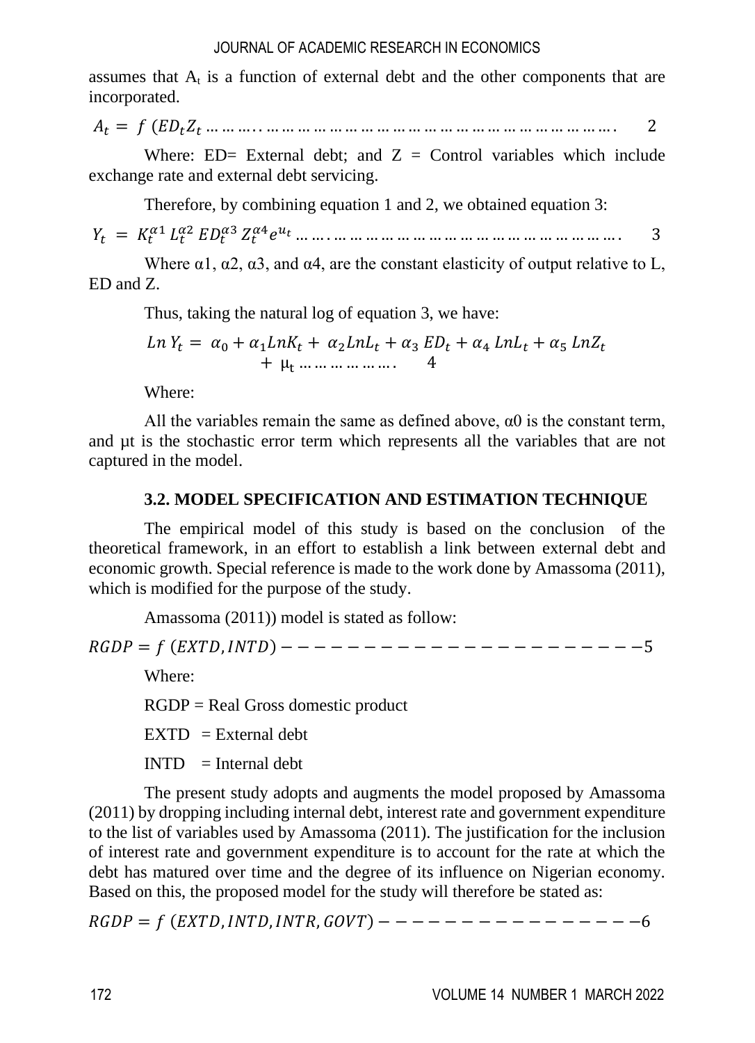assumes that $A_t$ is a function of external debt and the other components that are incorporated.

$$A_t = f(ED_t Z_t \ldots\ldots\ldots \quad 2$$

Where: ED= External debt; and Z = Control variables which include exchange rate and external debt servicing.

Therefore, by combining equation 1 and 2, we obtained equation 3:

$$Y_t = K_t^{\alpha 1} L_t^{\alpha 2} ED_t^{\alpha 3} Z_t^{\alpha 4} e^{u_t} \ldots\ldots\ldots \quad 3$$

Where α1, α2, α3, and α4, are the constant elasticity of output relative to L, ED and Z.

Thus, taking the natural log of equation 3, we have:

$$Ln\, Y_t = \alpha_0 + \alpha_1 LnK_t + \alpha_2 LnL_t + \alpha_3\, ED_t + \alpha_4\, LnL_t + \alpha_5\, LnZ_t + \mu_t \ldots\ldots\ldots \quad 4$$

Where:

All the variables remain the same as defined above, α0 is the constant term, and μt is the stochastic error term which represents all the variables that are not captured in the model.

### 3.2. MODEL SPECIFICATION AND ESTIMATION TECHNIQUE

The empirical model of this study is based on the conclusion of the theoretical framework, in an effort to establish a link between external debt and economic growth. Special reference is made to the work done by Amassoma (2011), which is modified for the purpose of the study.

Amassoma (2011)) model is stated as follow:

$$RGDP = f\,(EXTD, INTD) ---------------------5$$

Where:

RGDP = Real Gross domestic product

EXTD = External debt

INTD = Internal debt

The present study adopts and augments the model proposed by Amassoma (2011) by dropping including internal debt, interest rate and government expenditure to the list of variables used by Amassoma (2011). The justification for the inclusion of interest rate and government expenditure is to account for the rate at which the debt has matured over time and the degree of its influence on Nigerian economy. Based on this, the proposed model for the study will therefore be stated as:

$$RGDP = f\,(EXTD, INTD, INTR, GOVT) ---------------6$$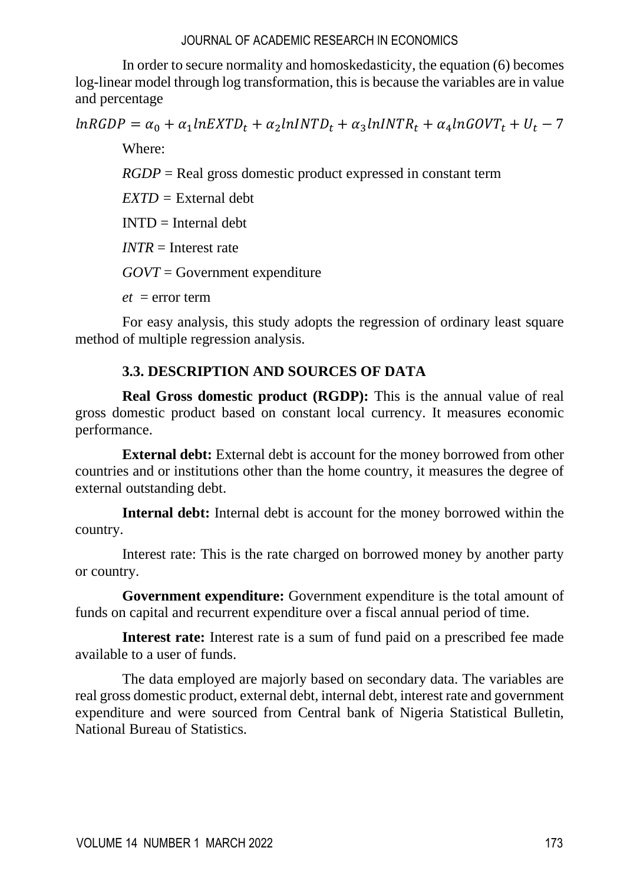In order to secure normality and homoskedasticity, the equation (6) becomes log-linear model through log transformation, this is because the variables are in value and percentage

$$lnRGDP = \alpha_0 + \alpha_1 lnEXTD_t + \alpha_2 lnINTD_t + \alpha_3 lnINTR_t + \alpha_4 lnGOVT_t + U_t - 7$$

Where:

*RGDP* = Real gross domestic product expressed in constant term

*EXTD* = External debt

INTD = Internal debt

*INTR* = Interest rate

*GOVT* = Government expenditure

*et* = error term

For easy analysis, this study adopts the regression of ordinary least square method of multiple regression analysis.

### 3.3. DESCRIPTION AND SOURCES OF DATA

**Real Gross domestic product (RGDP):** This is the annual value of real gross domestic product based on constant local currency. It measures economic performance.

**External debt:** External debt is account for the money borrowed from other countries and or institutions other than the home country, it measures the degree of external outstanding debt.

**Internal debt:** Internal debt is account for the money borrowed within the country.

Interest rate: This is the rate charged on borrowed money by another party or country.

**Government expenditure:** Government expenditure is the total amount of funds on capital and recurrent expenditure over a fiscal annual period of time.

**Interest rate:** Interest rate is a sum of fund paid on a prescribed fee made available to a user of funds.

The data employed are majorly based on secondary data. The variables are real gross domestic product, external debt, internal debt, interest rate and government expenditure and were sourced from Central bank of Nigeria Statistical Bulletin, National Bureau of Statistics.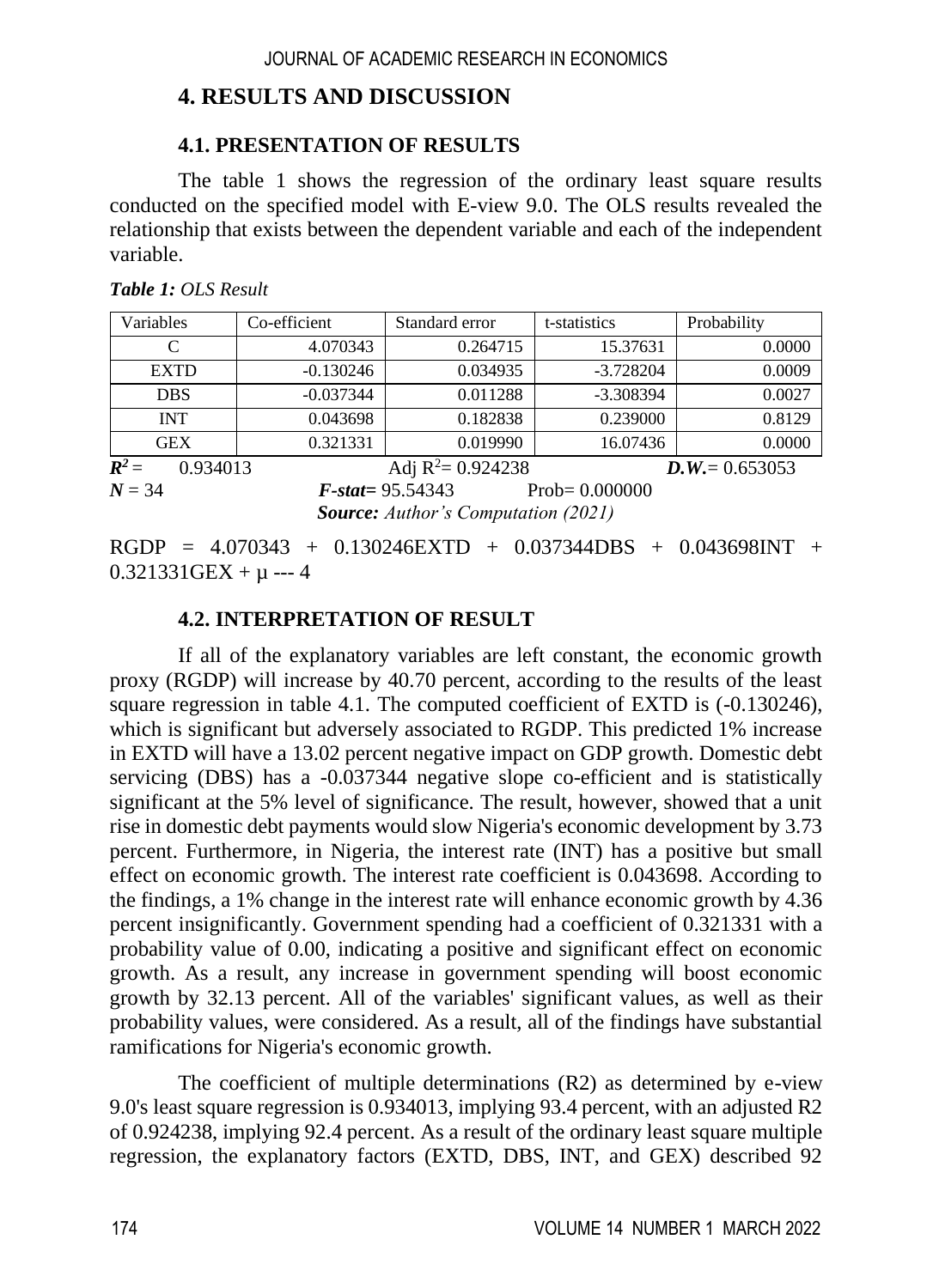## 4. RESULTS AND DISCUSSION

### 4.1. PRESENTATION OF RESULTS

The table 1 shows the regression of the ordinary least square results conducted on the specified model with E-view 9.0. The OLS results revealed the relationship that exists between the dependent variable and each of the independent variable.

***Table 1:*** *OLS Result*

| Variables | Co-efficient | Standard error | t-statistics | Probability |
|---|---|---|---|---|
| C | 4.070343 | 0.264715 | 15.37631 | 0.0000 |
| EXTD | -0.130246 | 0.034935 | -3.728204 | 0.0009 |
| DBS | -0.037344 | 0.011288 | -3.308394 | 0.0027 |
| INT | 0.043698 | 0.182838 | 0.239000 | 0.8129 |
| GEX | 0.321331 | 0.019990 | 16.07436 | 0.0000 |

$R^2$ = 0.934013 Adj $R^2$ = 0.924238 ***D.W.*** = 0.653053

$N$ = 34 ***F-stat*** = 95.54343 Prob= 0.000000

***Source:*** *Author's Computation (2021)*

$$RGDP = 4.070343 + 0.130246EXTD + 0.037344DBS + 0.043698INT + 0.321331GEX + \mu \text{ --- } 4$$

### 4.2. INTERPRETATION OF RESULT

If all of the explanatory variables are left constant, the economic growth proxy (RGDP) will increase by 40.70 percent, according to the results of the least square regression in table 4.1. The computed coefficient of EXTD is (-0.130246), which is significant but adversely associated to RGDP. This predicted 1% increase in EXTD will have a 13.02 percent negative impact on GDP growth. Domestic debt servicing (DBS) has a -0.037344 negative slope co-efficient and is statistically significant at the 5% level of significance. The result, however, showed that a unit rise in domestic debt payments would slow Nigeria's economic development by 3.73 percent. Furthermore, in Nigeria, the interest rate (INT) has a positive but small effect on economic growth. The interest rate coefficient is 0.043698. According to the findings, a 1% change in the interest rate will enhance economic growth by 4.36 percent insignificantly. Government spending had a coefficient of 0.321331 with a probability value of 0.00, indicating a positive and significant effect on economic growth. As a result, any increase in government spending will boost economic growth by 32.13 percent. All of the variables' significant values, as well as their probability values, were considered. As a result, all of the findings have substantial ramifications for Nigeria's economic growth.

The coefficient of multiple determinations (R2) as determined by e-view 9.0's least square regression is 0.934013, implying 93.4 percent, with an adjusted R2 of 0.924238, implying 92.4 percent. As a result of the ordinary least square multiple regression, the explanatory factors (EXTD, DBS, INT, and GEX) described 92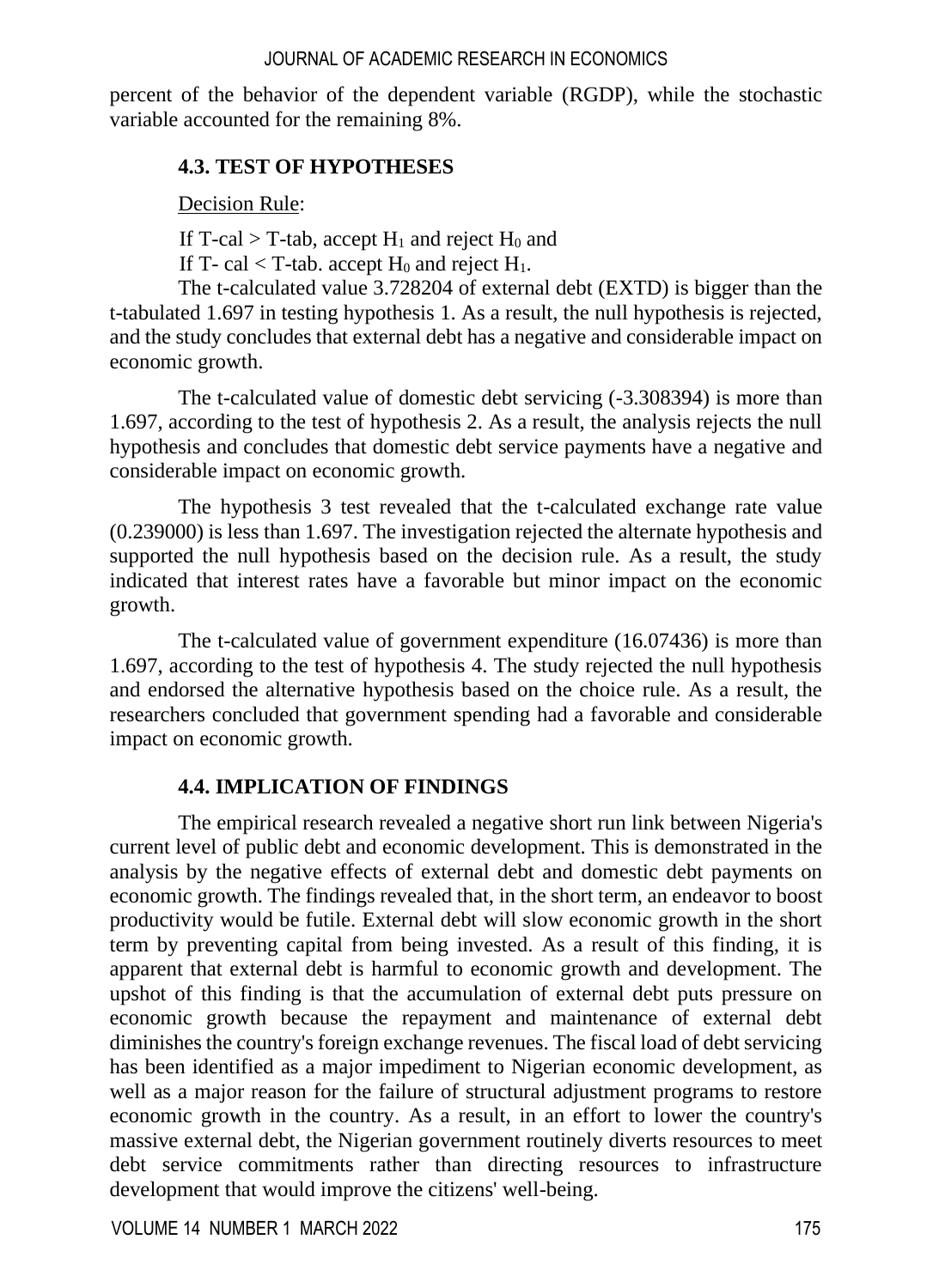percent of the behavior of the dependent variable (RGDP), while the stochastic variable accounted for the remaining 8%.

### 4.3. TEST OF HYPOTHESES

Decision Rule:

If T-cal > T-tab, accept $H_1$ and reject $H_0$ and

If T- cal < T-tab. accept $H_0$ and reject $H_1$.

The t-calculated value 3.728204 of external debt (EXTD) is bigger than the t-tabulated 1.697 in testing hypothesis 1. As a result, the null hypothesis is rejected, and the study concludes that external debt has a negative and considerable impact on economic growth.

The t-calculated value of domestic debt servicing (-3.308394) is more than 1.697, according to the test of hypothesis 2. As a result, the analysis rejects the null hypothesis and concludes that domestic debt service payments have a negative and considerable impact on economic growth.

The hypothesis 3 test revealed that the t-calculated exchange rate value (0.239000) is less than 1.697. The investigation rejected the alternate hypothesis and supported the null hypothesis based on the decision rule. As a result, the study indicated that interest rates have a favorable but minor impact on the economic growth.

The t-calculated value of government expenditure (16.07436) is more than 1.697, according to the test of hypothesis 4. The study rejected the null hypothesis and endorsed the alternative hypothesis based on the choice rule. As a result, the researchers concluded that government spending had a favorable and considerable impact on economic growth.

### 4.4. IMPLICATION OF FINDINGS

The empirical research revealed a negative short run link between Nigeria's current level of public debt and economic development. This is demonstrated in the analysis by the negative effects of external debt and domestic debt payments on economic growth. The findings revealed that, in the short term, an endeavor to boost productivity would be futile. External debt will slow economic growth in the short term by preventing capital from being invested. As a result of this finding, it is apparent that external debt is harmful to economic growth and development. The upshot of this finding is that the accumulation of external debt puts pressure on economic growth because the repayment and maintenance of external debt diminishes the country's foreign exchange revenues. The fiscal load of debt servicing has been identified as a major impediment to Nigerian economic development, as well as a major reason for the failure of structural adjustment programs to restore economic growth in the country. As a result, in an effort to lower the country's massive external debt, the Nigerian government routinely diverts resources to meet debt service commitments rather than directing resources to infrastructure development that would improve the citizens' well-being.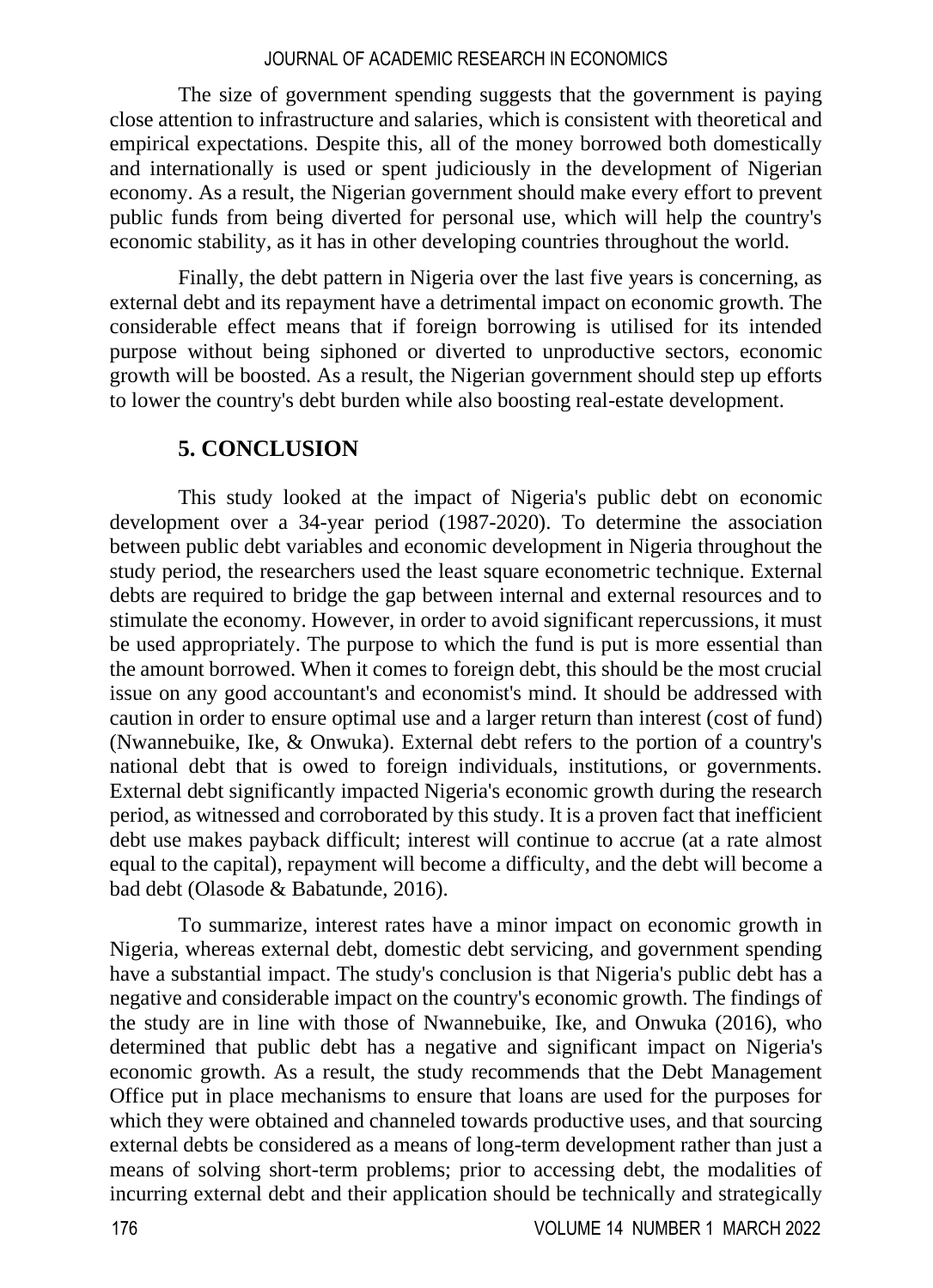The size of government spending suggests that the government is paying close attention to infrastructure and salaries, which is consistent with theoretical and empirical expectations. Despite this, all of the money borrowed both domestically and internationally is used or spent judiciously in the development of Nigerian economy. As a result, the Nigerian government should make every effort to prevent public funds from being diverted for personal use, which will help the country's economic stability, as it has in other developing countries throughout the world.

Finally, the debt pattern in Nigeria over the last five years is concerning, as external debt and its repayment have a detrimental impact on economic growth. The considerable effect means that if foreign borrowing is utilised for its intended purpose without being siphoned or diverted to unproductive sectors, economic growth will be boosted. As a result, the Nigerian government should step up efforts to lower the country's debt burden while also boosting real-estate development.

## 5. CONCLUSION

This study looked at the impact of Nigeria's public debt on economic development over a 34-year period (1987-2020). To determine the association between public debt variables and economic development in Nigeria throughout the study period, the researchers used the least square econometric technique. External debts are required to bridge the gap between internal and external resources and to stimulate the economy. However, in order to avoid significant repercussions, it must be used appropriately. The purpose to which the fund is put is more essential than the amount borrowed. When it comes to foreign debt, this should be the most crucial issue on any good accountant's and economist's mind. It should be addressed with caution in order to ensure optimal use and a larger return than interest (cost of fund) (Nwannebuike, Ike, & Onwuka). External debt refers to the portion of a country's national debt that is owed to foreign individuals, institutions, or governments. External debt significantly impacted Nigeria's economic growth during the research period, as witnessed and corroborated by this study. It is a proven fact that inefficient debt use makes payback difficult; interest will continue to accrue (at a rate almost equal to the capital), repayment will become a difficulty, and the debt will become a bad debt (Olasode & Babatunde, 2016).

To summarize, interest rates have a minor impact on economic growth in Nigeria, whereas external debt, domestic debt servicing, and government spending have a substantial impact. The study's conclusion is that Nigeria's public debt has a negative and considerable impact on the country's economic growth. The findings of the study are in line with those of Nwannebuike, Ike, and Onwuka (2016), who determined that public debt has a negative and significant impact on Nigeria's economic growth. As a result, the study recommends that the Debt Management Office put in place mechanisms to ensure that loans are used for the purposes for which they were obtained and channeled towards productive uses, and that sourcing external debts be considered as a means of long-term development rather than just a means of solving short-term problems; prior to accessing debt, the modalities of incurring external debt and their application should be technically and strategically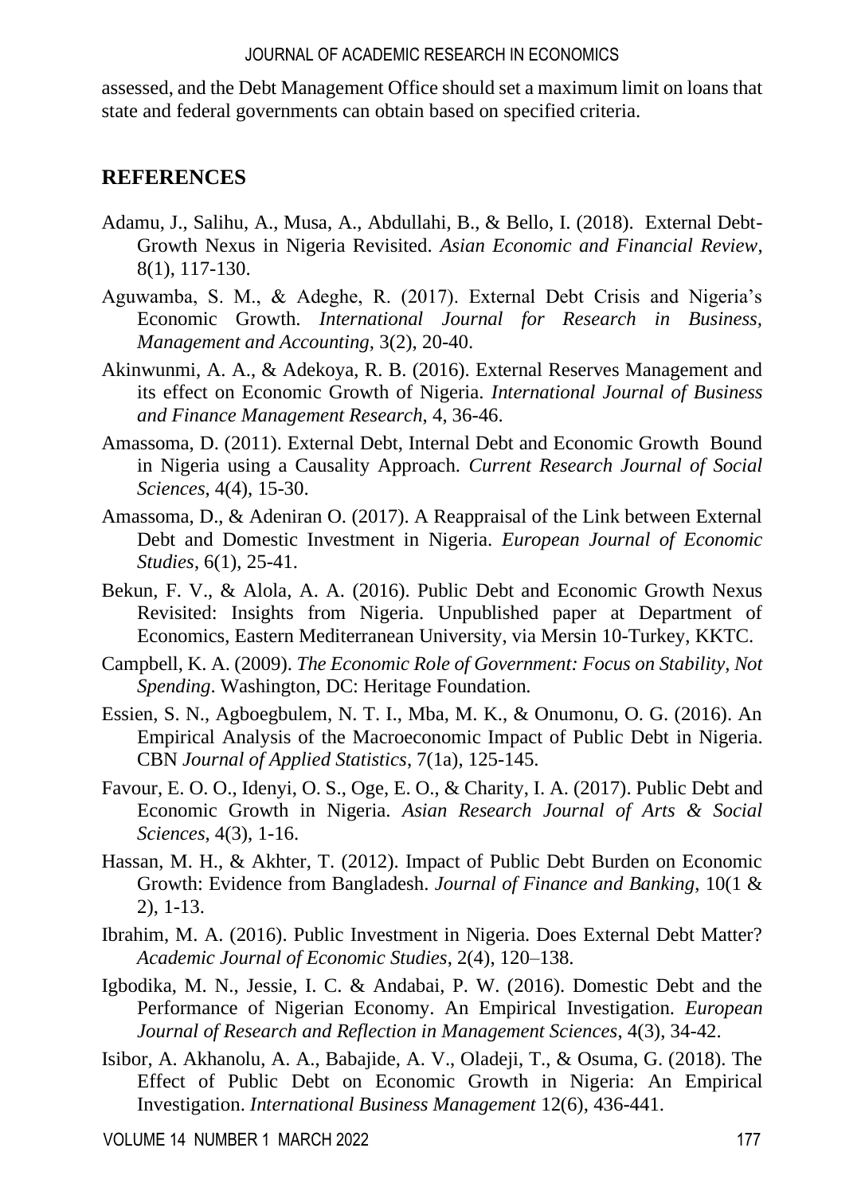assessed, and the Debt Management Office should set a maximum limit on loans that state and federal governments can obtain based on specified criteria.

## REFERENCES

Adamu, J., Salihu, A., Musa, A., Abdullahi, B., & Bello, I. (2018). External Debt-Growth Nexus in Nigeria Revisited. *Asian Economic and Financial Review*, 8(1), 117-130.

Aguwamba, S. M., & Adeghe, R. (2017). External Debt Crisis and Nigeria's Economic Growth. *International Journal for Research in Business, Management and Accounting*, 3(2), 20-40.

Akinwunmi, A. A., & Adekoya, R. B. (2016). External Reserves Management and its effect on Economic Growth of Nigeria. *International Journal of Business and Finance Management Research*, 4, 36-46.

Amassoma, D. (2011). External Debt, Internal Debt and Economic Growth Bound in Nigeria using a Causality Approach. *Current Research Journal of Social Sciences*, 4(4), 15-30.

Amassoma, D., & Adeniran O. (2017). A Reappraisal of the Link between External Debt and Domestic Investment in Nigeria. *European Journal of Economic Studies*, 6(1), 25-41.

Bekun, F. V., & Alola, A. A. (2016). Public Debt and Economic Growth Nexus Revisited: Insights from Nigeria. Unpublished paper at Department of Economics, Eastern Mediterranean University, via Mersin 10-Turkey, KKTC.

Campbell, K. A. (2009). *The Economic Role of Government: Focus on Stability, Not Spending*. Washington, DC: Heritage Foundation.

Essien, S. N., Agboegbulem, N. T. I., Mba, M. K., & Onumonu, O. G. (2016). An Empirical Analysis of the Macroeconomic Impact of Public Debt in Nigeria. CBN *Journal of Applied Statistics*, 7(1a), 125-145.

Favour, E. O. O., Idenyi, O. S., Oge, E. O., & Charity, I. A. (2017). Public Debt and Economic Growth in Nigeria. *Asian Research Journal of Arts & Social Sciences*, 4(3), 1-16.

Hassan, M. H., & Akhter, T. (2012). Impact of Public Debt Burden on Economic Growth: Evidence from Bangladesh. *Journal of Finance and Banking*, 10(1 & 2), 1-13.

Ibrahim, M. A. (2016). Public Investment in Nigeria. Does External Debt Matter? *Academic Journal of Economic Studies*, 2(4), 120–138.

Igbodika, M. N., Jessie, I. C. & Andabai, P. W. (2016). Domestic Debt and the Performance of Nigerian Economy. An Empirical Investigation. *European Journal of Research and Reflection in Management Sciences*, 4(3), 34-42.

Isibor, A. Akhanolu, A. A., Babajide, A. V., Oladeji, T., & Osuma, G. (2018). The Effect of Public Debt on Economic Growth in Nigeria: An Empirical Investigation. *International Business Management* 12(6), 436-441.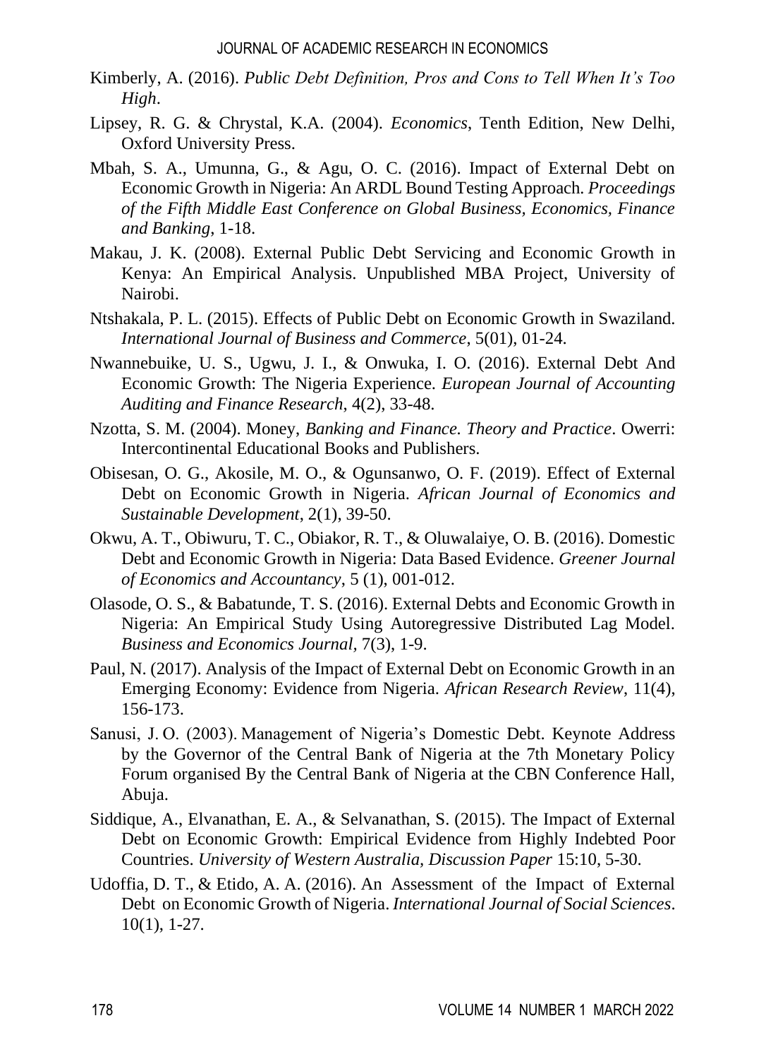Kimberly, A. (2016). *Public Debt Definition, Pros and Cons to Tell When It's Too High*.

Lipsey, R. G. & Chrystal, K.A. (2004). *Economics*, Tenth Edition, New Delhi, Oxford University Press.

Mbah, S. A., Umunna, G., & Agu, O. C. (2016). Impact of External Debt on Economic Growth in Nigeria: An ARDL Bound Testing Approach. *Proceedings of the Fifth Middle East Conference on Global Business, Economics, Finance and Banking*, 1-18.

Makau, J. K. (2008). External Public Debt Servicing and Economic Growth in Kenya: An Empirical Analysis. Unpublished MBA Project, University of Nairobi.

Ntshakala, P. L. (2015). Effects of Public Debt on Economic Growth in Swaziland. *International Journal of Business and Commerce*, 5(01), 01-24.

Nwannebuike, U. S., Ugwu, J. I., & Onwuka, I. O. (2016). External Debt And Economic Growth: The Nigeria Experience. *European Journal of Accounting Auditing and Finance Research*, 4(2), 33-48.

Nzotta, S. M. (2004). Money, *Banking and Finance. Theory and Practice*. Owerri: Intercontinental Educational Books and Publishers.

Obisesan, O. G., Akosile, M. O., & Ogunsanwo, O. F. (2019). Effect of External Debt on Economic Growth in Nigeria. *African Journal of Economics and Sustainable Development*, 2(1), 39-50.

Okwu, A. T., Obiwuru, T. C., Obiakor, R. T., & Oluwalaiye, O. B. (2016). Domestic Debt and Economic Growth in Nigeria: Data Based Evidence. *Greener Journal of Economics and Accountancy*, 5 (1), 001-012.

Olasode, O. S., & Babatunde, T. S. (2016). External Debts and Economic Growth in Nigeria: An Empirical Study Using Autoregressive Distributed Lag Model. *Business and Economics Journal*, 7(3), 1-9.

Paul, N. (2017). Analysis of the Impact of External Debt on Economic Growth in an Emerging Economy: Evidence from Nigeria. *African Research Review*, 11(4), 156-173.

Sanusi, J. O. (2003). Management of Nigeria's Domestic Debt. Keynote Address by the Governor of the Central Bank of Nigeria at the 7th Monetary Policy Forum organised By the Central Bank of Nigeria at the CBN Conference Hall, Abuja.

Siddique, A., Elvanathan, E. A., & Selvanathan, S. (2015). The Impact of External Debt on Economic Growth: Empirical Evidence from Highly Indebted Poor Countries. *University of Western Australia, Discussion Paper* 15:10, 5-30.

Udoffia, D. T., & Etido, A. A. (2016). An Assessment of the Impact of External Debt on Economic Growth of Nigeria. *International Journal of Social Sciences*. 10(1), 1-27.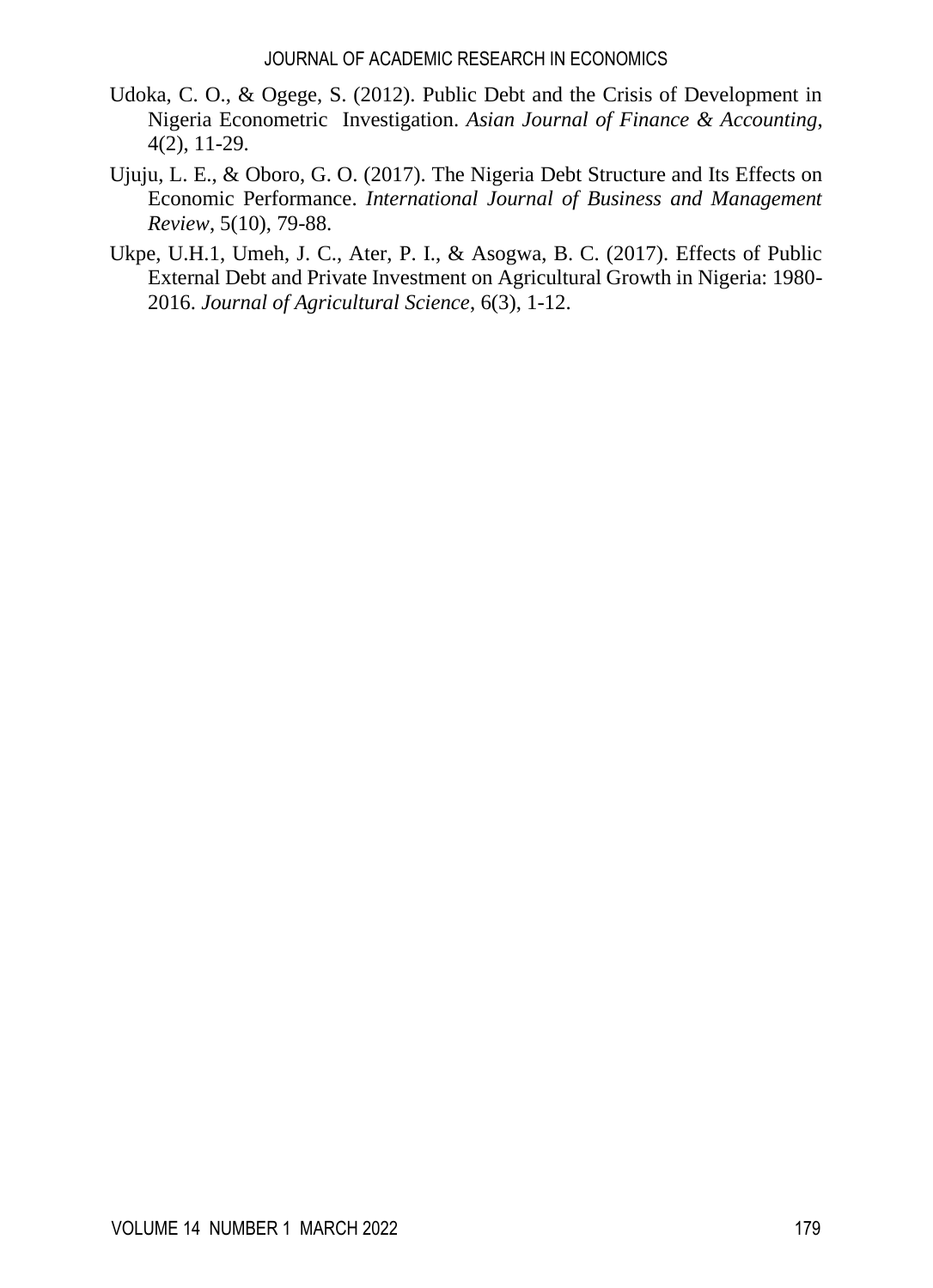Udoka, C. O., & Ogege, S. (2012). Public Debt and the Crisis of Development in Nigeria Econometric Investigation. *Asian Journal of Finance & Accounting*, 4(2), 11-29.

Ujuju, L. E., & Oboro, G. O. (2017). The Nigeria Debt Structure and Its Effects on Economic Performance. *International Journal of Business and Management Review*, 5(10), 79-88.

Ukpe, U.H.1, Umeh, J. C., Ater, P. I., & Asogwa, B. C. (2017). Effects of Public External Debt and Private Investment on Agricultural Growth in Nigeria: 1980-2016. *Journal of Agricultural Science*, 6(3), 1-12.